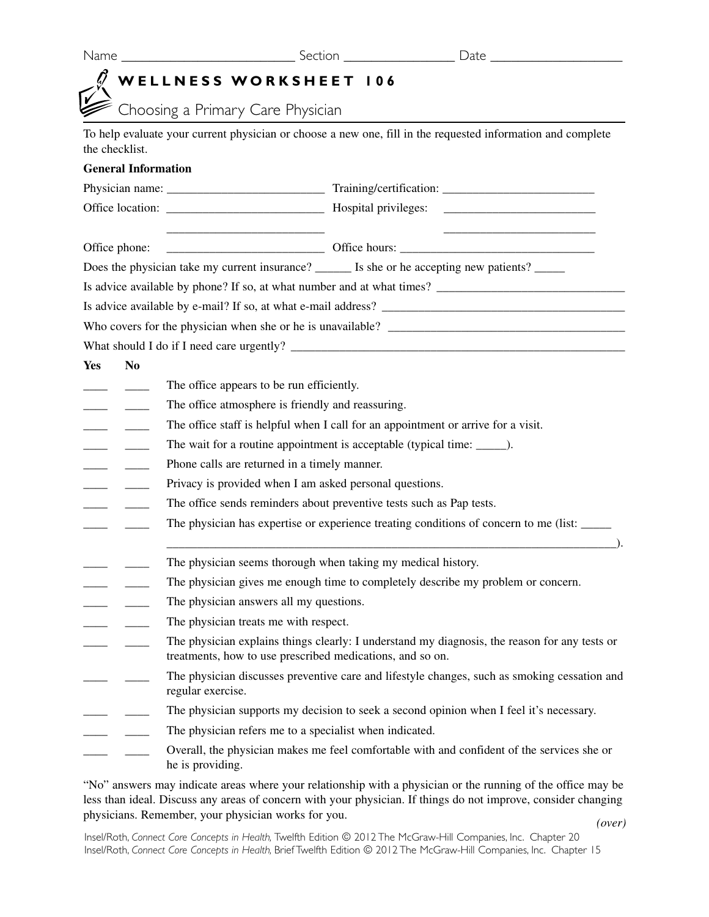Name _________________________ Section ________________ Date ___________________

# WELLNESS WORKSHEET 106

## Choosing a Primary Care Physician

To help evaluate your current physician or choose a new one, fill in the requested information and complete the checklist.

**General Information**

Physician name: _________________________ Training/certification: _________________________

Office location: _________________________ Hospital privileges: _________________________

_________________________ _________________________

Office phone: _________________________ Office hours: _________________________________

Does the physician take my current insurance? ______ Is she or he accepting new patients? _____

Is advice available by phone? If so, at what number and at what times? _______________________________

Is advice available by e-mail? If so, at what e-mail address? _________________________________________

Who covers for the physician when she or he is unavailable? _______________________________________

What should I do if I need care urgently? _______________________________________________________

| Yes | No | |
|---|---|---|
| ____ | ____ | The office appears to be run efficiently. |
| ____ | ____ | The office atmosphere is friendly and reassuring. |
| ____ | ____ | The office staff is helpful when I call for an appointment or arrive for a visit. |
| ____ | ____ | The wait for a routine appointment is acceptable (typical time: _____). |
| ____ | ____ | Phone calls are returned in a timely manner. |
| ____ | ____ | Privacy is provided when I am asked personal questions. |
| ____ | ____ | The office sends reminders about preventive tests such as Pap tests. |
| ____ | ____ | The physician has expertise or experience treating conditions of concern to me (list: _____ ___________________________________________________________________________). |
| ____ | ____ | The physician seems thorough when taking my medical history. |
| ____ | ____ | The physician gives me enough time to completely describe my problem or concern. |
| ____ | ____ | The physician answers all my questions. |
| ____ | ____ | The physician treats me with respect. |
| ____ | ____ | The physician explains things clearly: I understand my diagnosis, the reason for any tests or treatments, how to use prescribed medications, and so on. |
| ____ | ____ | The physician discusses preventive care and lifestyle changes, such as smoking cessation and regular exercise. |
| ____ | ____ | The physician supports my decision to seek a second opinion when I feel it's necessary. |
| ____ | ____ | The physician refers me to a specialist when indicated. |
| ____ | ____ | Overall, the physician makes me feel comfortable with and confident of the services she or he is providing. |

"No" answers may indicate areas where your relationship with a physician or the running of the office may be less than ideal. Discuss any areas of concern with your physician. If things do not improve, consider changing physicians. Remember, your physician works for you.

*(over)*

Insel/Roth, *Connect Core Concepts in Health,* Twelfth Edition © 2012 The McGraw-Hill Companies, Inc. Chapter 20
Insel/Roth, *Connect Core Concepts in Health,* Brief Twelfth Edition © 2012 The McGraw-Hill Companies, Inc. Chapter 15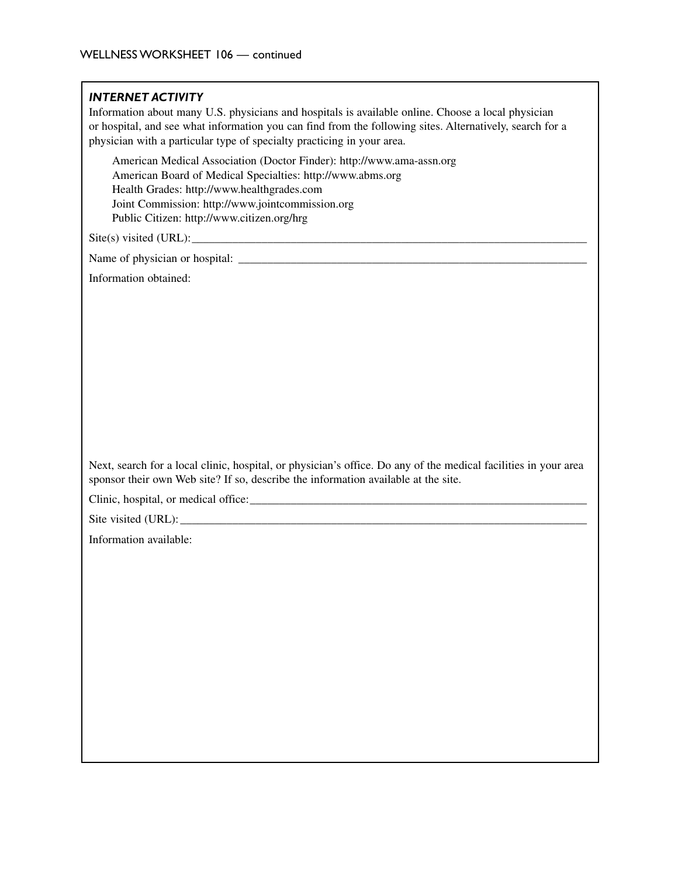### *INTERNET ACTIVITY*

Information about many U.S. physicians and hospitals is available online. Choose a local physician or hospital, and see what information you can find from the following sites. Alternatively, search for a physician with a particular type of specialty practicing in your area.

American Medical Association (Doctor Finder): http://www.ama-assn.org
American Board of Medical Specialties: http://www.abms.org
Health Grades: http://www.healthgrades.com
Joint Commission: http://www.jointcommission.org
Public Citizen: http://www.citizen.org/hrg

Site(s) visited (URL): ______________________________________________________________________

Name of physician or hospital: ________________________________________________________________

Information obtained:

Next, search for a local clinic, hospital, or physician's office. Do any of the medical facilities in your area sponsor their own Web site? If so, describe the information available at the site.

Clinic, hospital, or medical office: _____________________________________________________________

Site visited (URL): ______________________________________________________________________

Information available: